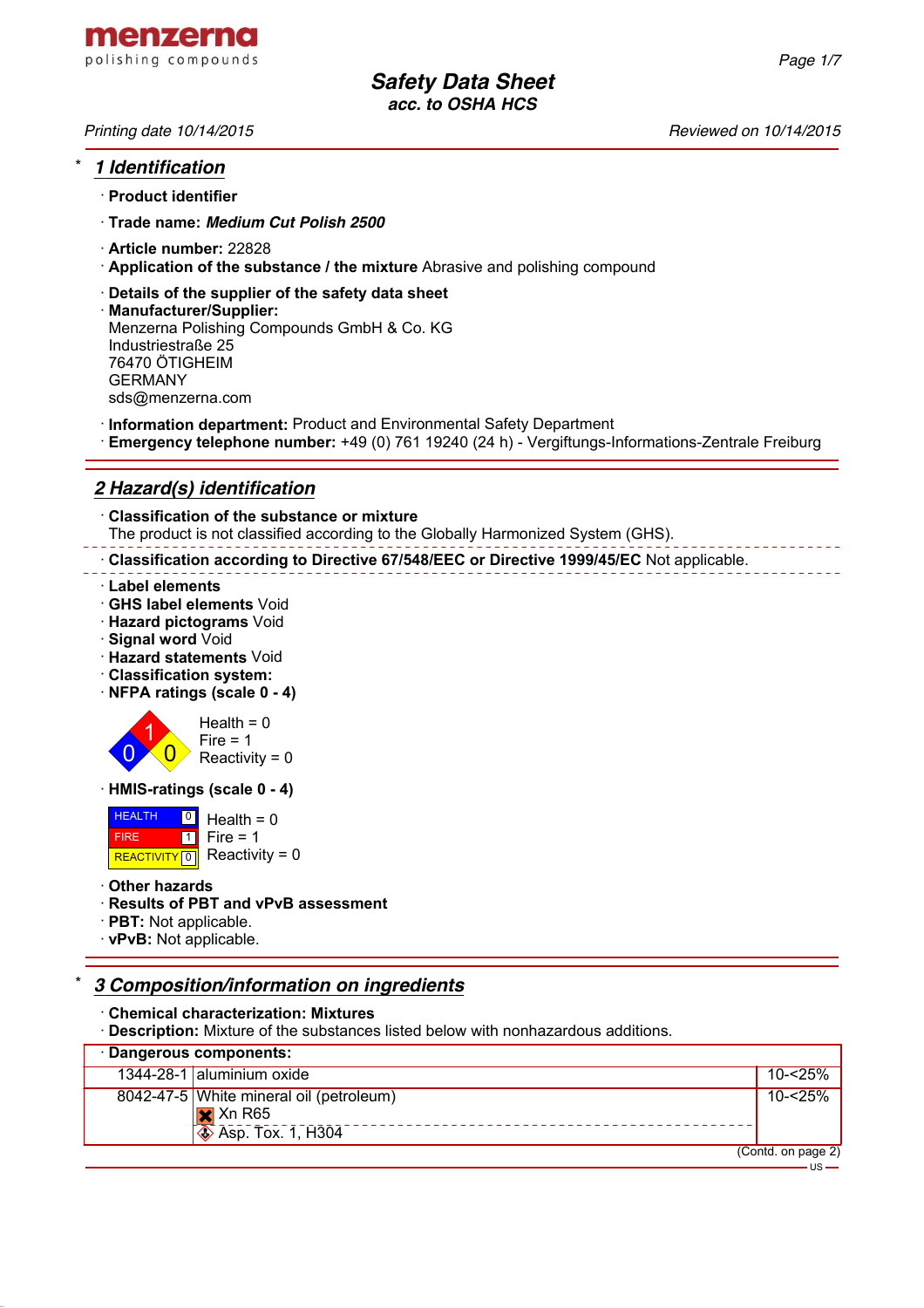menzerna
polishing compounds

# Safety Data Sheet
### acc. to OSHA HCS

*Printing date 10/14/2015* | *Reviewed on 10/14/2015*

## * 1 Identification

· **Product identifier**

· **Trade name:** ***Medium Cut Polish 2500***

· **Article number:** 22828
· **Application of the substance / the mixture** Abrasive and polishing compound

· **Details of the supplier of the safety data sheet**
· **Manufacturer/Supplier:**
Menzerna Polishing Compounds GmbH & Co. KG
Industriestraße 25
76470 ÖTIGHEIM
GERMANY
sds@menzerna.com

· **Information department:** Product and Environmental Safety Department
· **Emergency telephone number:** +49 (0) 761 19240 (24 h) - Vergiftungs-Informations-Zentrale Freiburg

## 2 Hazard(s) identification

· **Classification of the substance or mixture**
The product is not classified according to the Globally Harmonized System (GHS).

· **Classification according to Directive 67/548/EEC or Directive 1999/45/EC** Not applicable.

· **Label elements**
· **GHS label elements** Void
· **Hazard pictograms** Void
· **Signal word** Void
· **Hazard statements** Void
· **Classification system:**
· **NFPA ratings (scale 0 - 4)**

Health = 0
Fire = 1
Reactivity = 0

· **HMIS-ratings (scale 0 - 4)**

| | |
|---|---|
| HEALTH | 0 |
| FIRE | 1 |
| REACTIVITY | 0 |

Health = 0
Fire = 1
Reactivity = 0

· **Other hazards**
· **Results of PBT and vPvB assessment**
· **PBT:** Not applicable.
· **vPvB:** Not applicable.

## * 3 Composition/information on ingredients

· **Chemical characterization: Mixtures**
· **Description:** Mixture of the substances listed below with nonhazardous additions.

| · **Dangerous components:** | | |
|---|---|---|
| 1344-28-1 | aluminium oxide | 10-<25% |
| 8042-47-5 | White mineral oil (petroleum)<br>Xn R65<br>Asp. Tox. 1, H304 | 10-<25% |

(Contd. on page 2)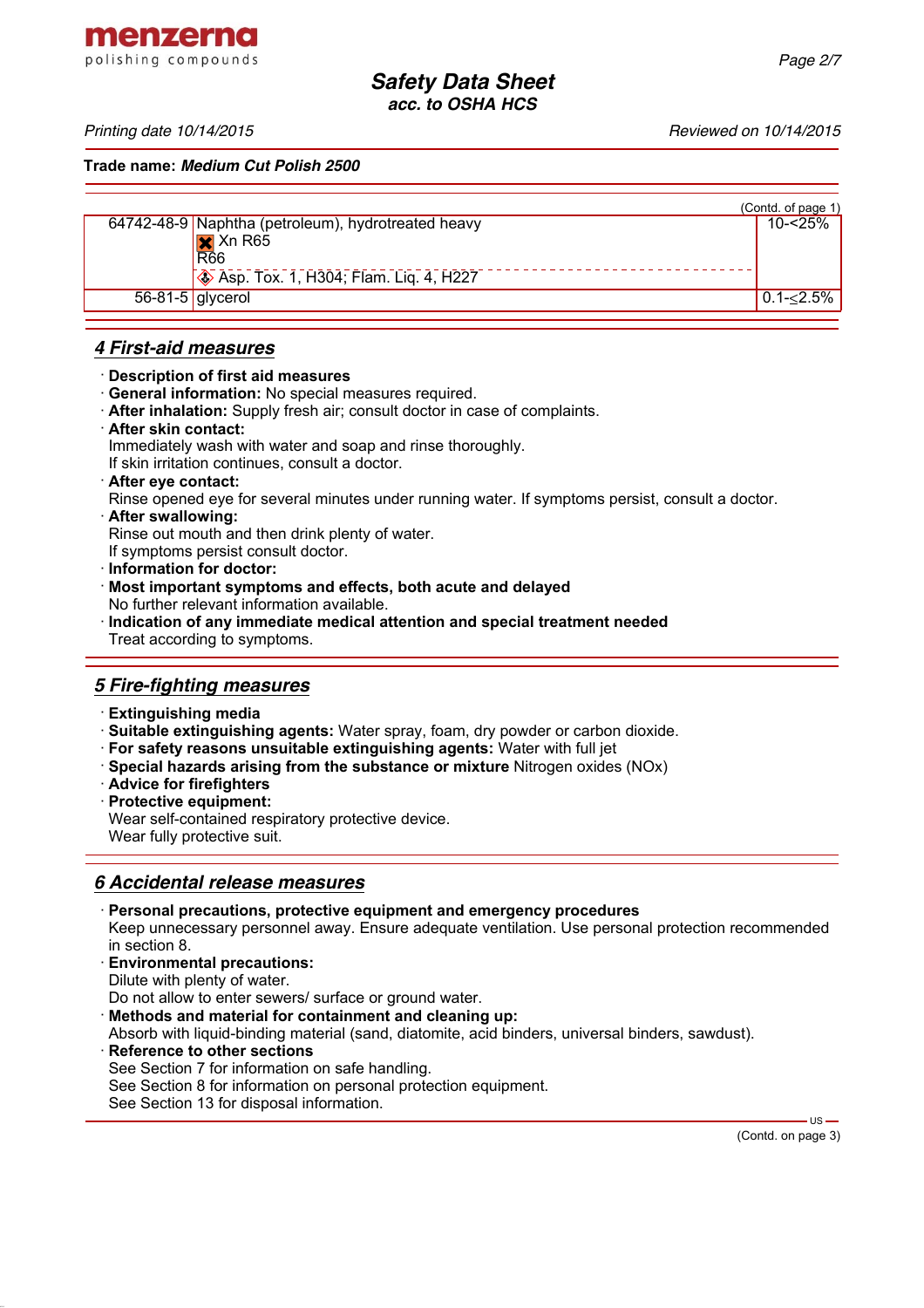Trade name: **Medium Cut Polish 2500**

(Contd. of page 1)

| | | |
|---|---|---|
| 64742-48-9 | Naphtha (petroleum), hydrotreated heavy<br>Xn R65<br>R66<br>Asp. Tox. 1, H304; Flam. Liq. 4, H227 | 10-<25% |
| 56-81-5 | glycerol | 0.1-≤2.5% |

## 4 First-aid measures

- **Description of first aid measures**
- **General information:** No special measures required.
- **After inhalation:** Supply fresh air; consult doctor in case of complaints.
- **After skin contact:**
  Immediately wash with water and soap and rinse thoroughly.
  If skin irritation continues, consult a doctor.
- **After eye contact:**
  Rinse opened eye for several minutes under running water. If symptoms persist, consult a doctor.
- **After swallowing:**
  Rinse out mouth and then drink plenty of water.
  If symptoms persist consult doctor.
- **Information for doctor:**
- **Most important symptoms and effects, both acute and delayed**
  No further relevant information available.
- **Indication of any immediate medical attention and special treatment needed**
  Treat according to symptoms.

## 5 Fire-fighting measures

- **Extinguishing media**
- **Suitable extinguishing agents:** Water spray, foam, dry powder or carbon dioxide.
- **For safety reasons unsuitable extinguishing agents:** Water with full jet
- **Special hazards arising from the substance or mixture** Nitrogen oxides (NOx)
- **Advice for firefighters**
- **Protective equipment:**
  Wear self-contained respiratory protective device.
  Wear fully protective suit.

## 6 Accidental release measures

- **Personal precautions, protective equipment and emergency procedures**
  Keep unnecessary personnel away. Ensure adequate ventilation. Use personal protection recommended in section 8.
- **Environmental precautions:**
  Dilute with plenty of water.
  Do not allow to enter sewers/ surface or ground water.
- **Methods and material for containment and cleaning up:**
  Absorb with liquid-binding material (sand, diatomite, acid binders, universal binders, sawdust).
- **Reference to other sections**
  See Section 7 for information on safe handling.
  See Section 8 for information on personal protection equipment.
  See Section 13 for disposal information.

(Contd. on page 3)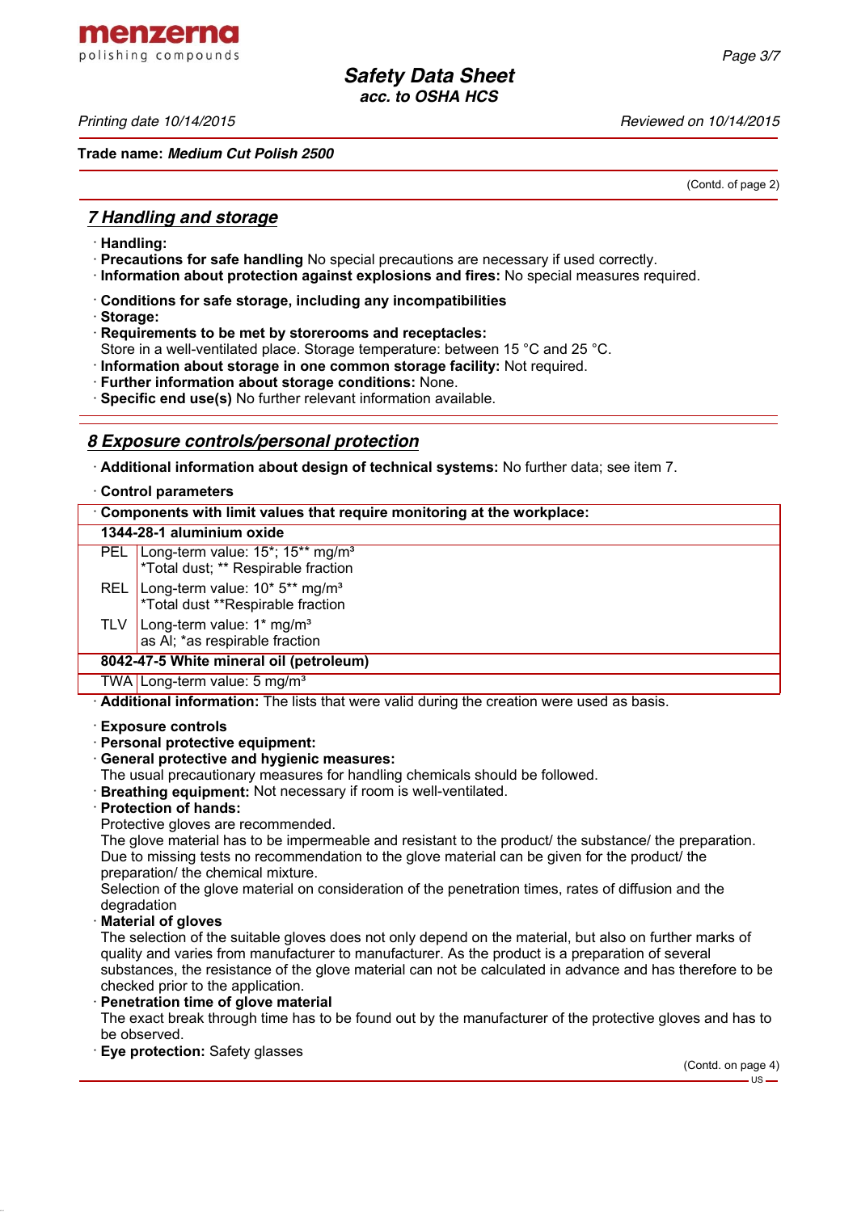(Contd. of page 2)

## 7 Handling and storage

· **Handling:**
· **Precautions for safe handling** No special precautions are necessary if used correctly.
· **Information about protection against explosions and fires:** No special measures required.

· **Conditions for safe storage, including any incompatibilities**
· **Storage:**
· **Requirements to be met by storerooms and receptacles:**
Store in a well-ventilated place. Storage temperature: between 15 °C and 25 °C.
· **Information about storage in one common storage facility:** Not required.
· **Further information about storage conditions:** None.
· **Specific end use(s)** No further relevant information available.

## 8 Exposure controls/personal protection

· **Additional information about design of technical systems:** No further data; see item 7.

· **Control parameters**

| · Components with limit values that require monitoring at the workplace: | |
|---|---|
| **1344-28-1 aluminium oxide** | |
| PEL | Long-term value: 15*; 15** mg/m³<br>*Total dust; ** Respirable fraction |
| REL | Long-term value: 10* 5** mg/m³<br>*Total dust **Respirable fraction |
| TLV | Long-term value: 1* mg/m³<br>as Al; *as respirable fraction |
| **8042-47-5 White mineral oil (petroleum)** | |
| TWA | Long-term value: 5 mg/m³ |

· **Additional information:** The lists that were valid during the creation were used as basis.

· **Exposure controls**
· **Personal protective equipment:**
· **General protective and hygienic measures:**
The usual precautionary measures for handling chemicals should be followed.
· **Breathing equipment:** Not necessary if room is well-ventilated.
· **Protection of hands:**
Protective gloves are recommended.
The glove material has to be impermeable and resistant to the product/ the substance/ the preparation.
Due to missing tests no recommendation to the glove material can be given for the product/ the preparation/ the chemical mixture.
Selection of the glove material on consideration of the penetration times, rates of diffusion and the degradation
· **Material of gloves**
The selection of the suitable gloves does not only depend on the material, but also on further marks of quality and varies from manufacturer to manufacturer. As the product is a preparation of several substances, the resistance of the glove material can not be calculated in advance and has therefore to be checked prior to the application.
· **Penetration time of glove material**
The exact break through time has to be found out by the manufacturer of the protective gloves and has to be observed.
· **Eye protection:** Safety glasses

(Contd. on page 4)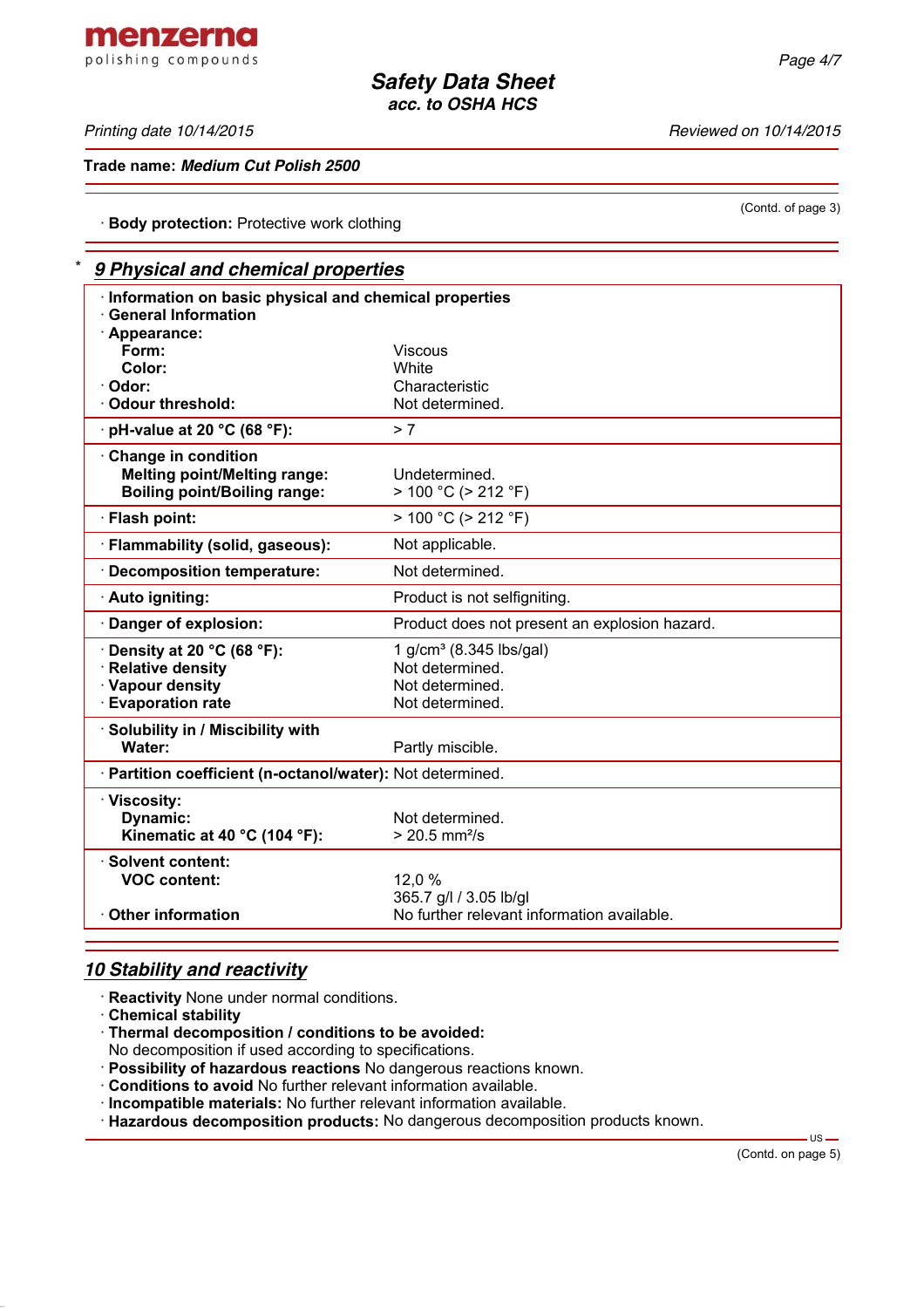Trade name: ***Medium Cut Polish 2500***

(Contd. of page 3)

· **Body protection:** Protective work clothing

## * *9 Physical and chemical properties*

· **Information on basic physical and chemical properties**
· **General Information**
· **Appearance:**

| | |
|---|---|
| **Form:** | Viscous |
| **Color:** | White |
| · **Odor:** | Characteristic |
| · **Odour threshold:** | Not determined. |
| · **pH-value at 20 °C (68 °F):** | > 7 |
| · **Change in condition** | |
| **Melting point/Melting range:** | Undetermined. |
| **Boiling point/Boiling range:** | > 100 °C (> 212 °F) |
| · **Flash point:** | > 100 °C (> 212 °F) |
| · **Flammability (solid, gaseous):** | Not applicable. |
| · **Decomposition temperature:** | Not determined. |
| · **Auto igniting:** | Product is not selfigniting. |
| · **Danger of explosion:** | Product does not present an explosion hazard. |
| · **Density at 20 °C (68 °F):** | 1 g/cm³ (8.345 lbs/gal) |
| · **Relative density** | Not determined. |
| · **Vapour density** | Not determined. |
| · **Evaporation rate** | Not determined. |
| · **Solubility in / Miscibility with** | |
| **Water:** | Partly miscible. |
| · **Partition coefficient (n-octanol/water):** | Not determined. |
| · **Viscosity:** | |
| **Dynamic:** | Not determined. |
| **Kinematic at 40 °C (104 °F):** | > 20.5 mm²/s |
| · **Solvent content:** | |
| **VOC content:** | 12,0 % |
| | 365.7 g/l / 3.05 lb/gl |
| · **Other information** | No further relevant information available. |

## *10 Stability and reactivity*

· **Reactivity** None under normal conditions.
· **Chemical stability**
· **Thermal decomposition / conditions to be avoided:**
No decomposition if used according to specifications.
· **Possibility of hazardous reactions** No dangerous reactions known.
· **Conditions to avoid** No further relevant information available.
· **Incompatible materials:** No further relevant information available.
· **Hazardous decomposition products:** No dangerous decomposition products known.

(Contd. on page 5)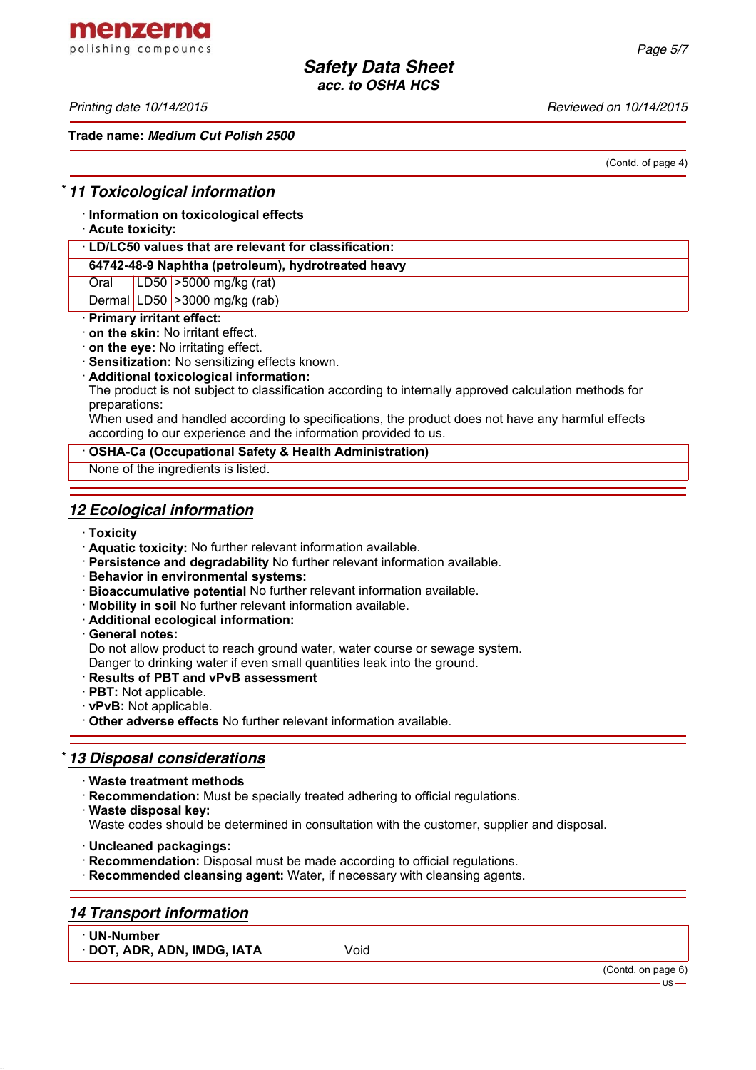(Contd. of page 4)

## * 11 Toxicological information

· **Information on toxicological effects**
· **Acute toxicity:**

| · LD/LC50 values that are relevant for classification: | | |
|---|---|---|
| **64742-48-9 Naphtha (petroleum), hydrotreated heavy** | | |
| Oral | LD50 | >5000 mg/kg (rat) |
| Dermal | LD50 | >3000 mg/kg (rab) |

· **Primary irritant effect:**
· **on the skin:** No irritant effect.
· **on the eye:** No irritating effect.
· **Sensitization:** No sensitizing effects known.
· **Additional toxicological information:**
The product is not subject to classification according to internally approved calculation methods for preparations:
When used and handled according to specifications, the product does not have any harmful effects according to our experience and the information provided to us.

| · OSHA-Ca (Occupational Safety & Health Administration) |
|---|
| None of the ingredients is listed. |

## 12 Ecological information

· **Toxicity**
· **Aquatic toxicity:** No further relevant information available.
· **Persistence and degradability** No further relevant information available.
· **Behavior in environmental systems:**
· **Bioaccumulative potential** No further relevant information available.
· **Mobility in soil** No further relevant information available.
· **Additional ecological information:**
· **General notes:**
Do not allow product to reach ground water, water course or sewage system.
Danger to drinking water if even small quantities leak into the ground.
· **Results of PBT and vPvB assessment**
· **PBT:** Not applicable.
· **vPvB:** Not applicable.
· **Other adverse effects** No further relevant information available.

## * 13 Disposal considerations

· **Waste treatment methods**
· **Recommendation:** Must be specially treated adhering to official regulations.
· **Waste disposal key:**
Waste codes should be determined in consultation with the customer, supplier and disposal.

· **Uncleaned packagings:**
· **Recommendation:** Disposal must be made according to official regulations.
· **Recommended cleansing agent:** Water, if necessary with cleansing agents.

## 14 Transport information

| · UN-Number | |
|---|---|
| · DOT, ADR, ADN, IMDG, IATA | Void |

(Contd. on page 6)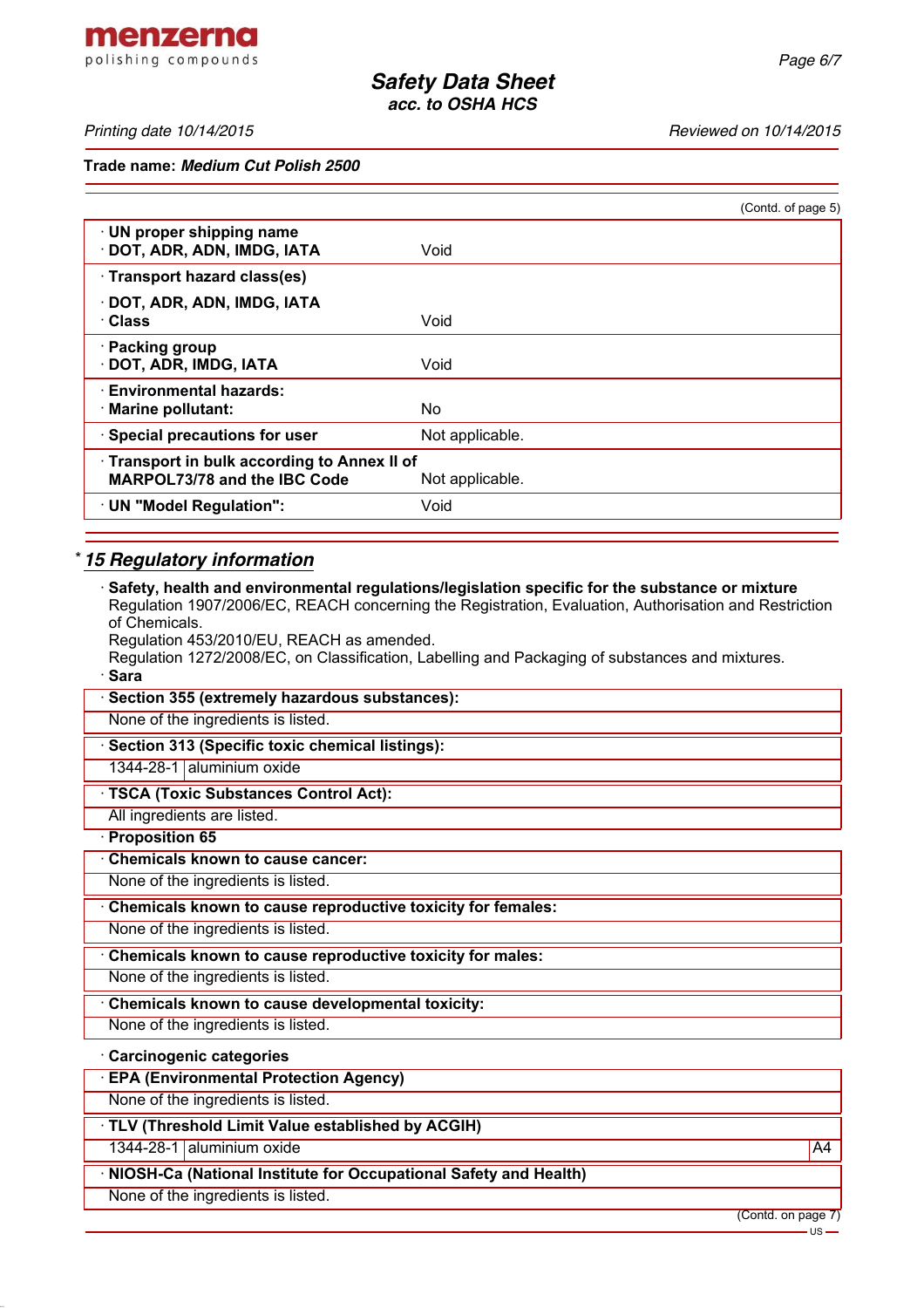**Trade name: *Medium Cut Polish 2500***

(Contd. of page 5)

| | |
|---|---|
| · **UN proper shipping name**<br>· **DOT, ADR, ADN, IMDG, IATA** | Void |
| · **Transport hazard class(es)** | |
| · **DOT, ADR, ADN, IMDG, IATA**<br>· **Class** | Void |
| · **Packing group**<br>· **DOT, ADR, IMDG, IATA** | Void |
| · **Environmental hazards:**<br>· **Marine pollutant:** | No |
| · **Special precautions for user** | Not applicable. |
| · **Transport in bulk according to Annex II of MARPOL73/78 and the IBC Code** | Not applicable. |
| · **UN "Model Regulation":** | Void |

## * *15 Regulatory information*

· **Safety, health and environmental regulations/legislation specific for the substance or mixture**
Regulation 1907/2006/EC, REACH concerning the Registration, Evaluation, Authorisation and Restriction of Chemicals.
Regulation 453/2010/EU, REACH as amended.
Regulation 1272/2008/EC, on Classification, Labelling and Packaging of substances and mixtures.

· **Sara**

· **Section 355 (extremely hazardous substances):**
None of the ingredients is listed.

· **Section 313 (Specific toxic chemical listings):**

| | |
|---|---|
| 1344-28-1 | aluminium oxide |

· **TSCA (Toxic Substances Control Act):**
All ingredients are listed.

· **Proposition 65**

· **Chemicals known to cause cancer:**
None of the ingredients is listed.

· **Chemicals known to cause reproductive toxicity for females:**
None of the ingredients is listed.

· **Chemicals known to cause reproductive toxicity for males:**
None of the ingredients is listed.

· **Chemicals known to cause developmental toxicity:**
None of the ingredients is listed.

· **Carcinogenic categories**

· **EPA (Environmental Protection Agency)**
None of the ingredients is listed.

· **TLV (Threshold Limit Value established by ACGIH)**

| | | |
|---|---|---|
| 1344-28-1 | aluminium oxide | A4 |

· **NIOSH-Ca (National Institute for Occupational Safety and Health)**
None of the ingredients is listed.

(Contd. on page 7)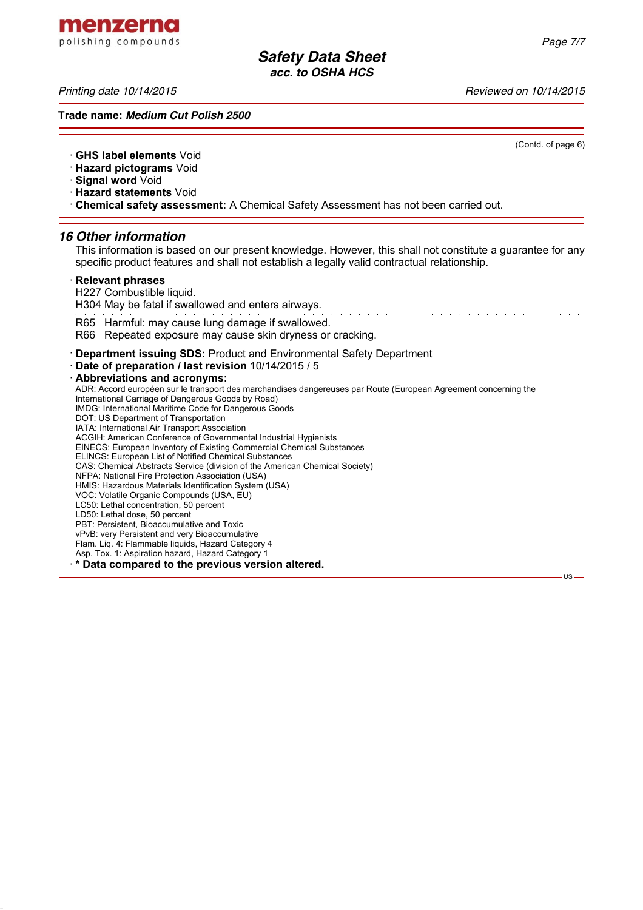Trade name: ***Medium Cut Polish 2500***

(Contd. of page 6)

· **GHS label elements** Void
· **Hazard pictograms** Void
· **Signal word** Void
· **Hazard statements** Void
· **Chemical safety assessment:** A Chemical Safety Assessment has not been carried out.

## *16 Other information*

This information is based on our present knowledge. However, this shall not constitute a guarantee for any specific product features and shall not establish a legally valid contractual relationship.

· **Relevant phrases**
H227 Combustible liquid.
H304 May be fatal if swallowed and enters airways.

R65 Harmful: may cause lung damage if swallowed.
R66 Repeated exposure may cause skin dryness or cracking.

· **Department issuing SDS:** Product and Environmental Safety Department
· **Date of preparation / last revision** 10/14/2015 / 5
· **Abbreviations and acronyms:**
ADR: Accord européen sur le transport des marchandises dangereuses par Route (European Agreement concerning the International Carriage of Dangerous Goods by Road)
IMDG: International Maritime Code for Dangerous Goods
DOT: US Department of Transportation
IATA: International Air Transport Association
ACGIH: American Conference of Governmental Industrial Hygienists
EINECS: European Inventory of Existing Commercial Chemical Substances
ELINCS: European List of Notified Chemical Substances
CAS: Chemical Abstracts Service (division of the American Chemical Society)
NFPA: National Fire Protection Association (USA)
HMIS: Hazardous Materials Identification System (USA)
VOC: Volatile Organic Compounds (USA, EU)
LC50: Lethal concentration, 50 percent
LD50: Lethal dose, 50 percent
PBT: Persistent, Bioaccumulative and Toxic
vPvB: very Persistent and very Bioaccumulative
Flam. Liq. 4: Flammable liquids, Hazard Category 4
Asp. Tox. 1: Aspiration hazard, Hazard Category 1
· **\* Data compared to the previous version altered.**

US